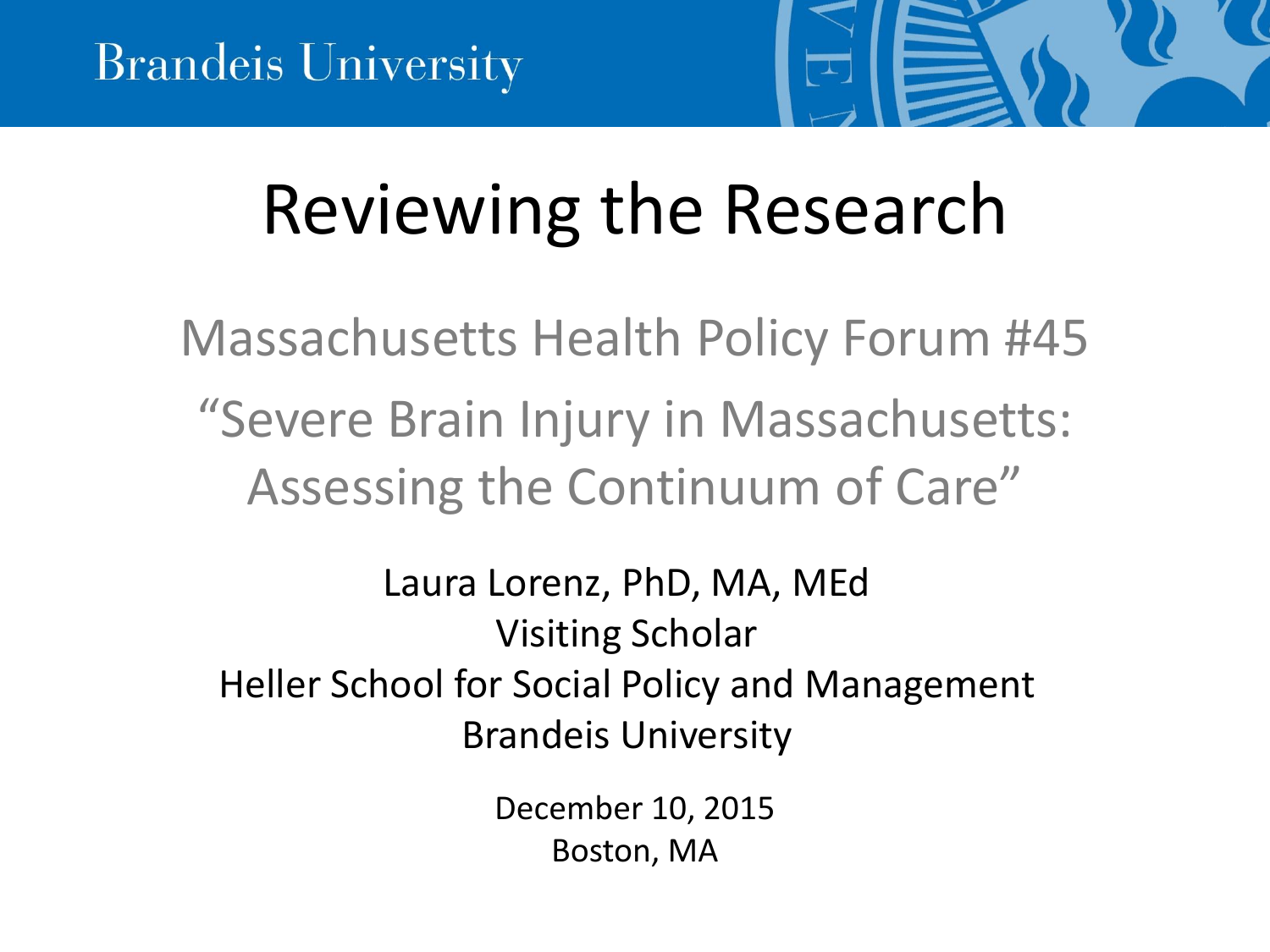Brandeis University

# Reviewing the Research

Massachusetts Health Policy Forum #45

"Severe Brain Injury in Massachusetts: Assessing the Continuum of Care"

Laura Lorenz, PhD, MA, MEd
Visiting Scholar
Heller School for Social Policy and Management
Brandeis University

December 10, 2015
Boston, MA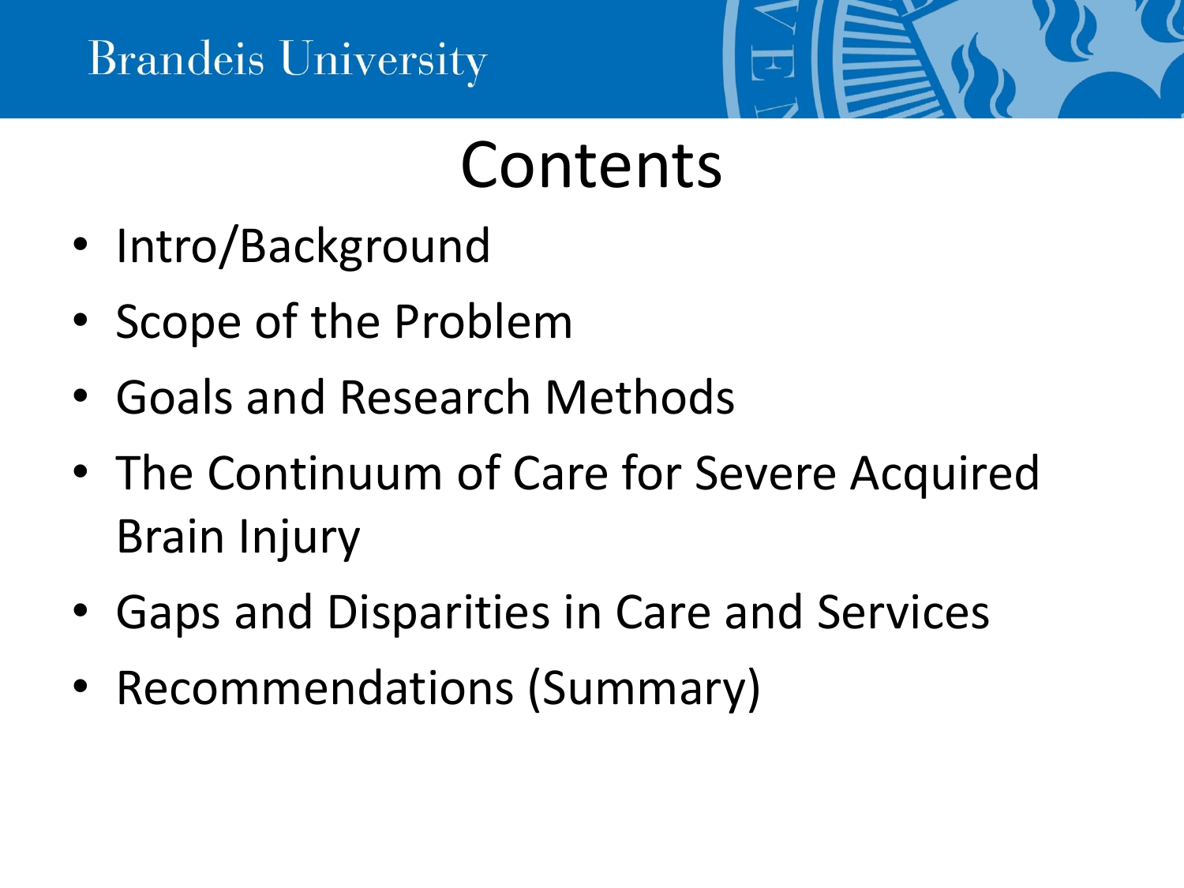# Contents

- Intro/Background
- Scope of the Problem
- Goals and Research Methods
- The Continuum of Care for Severe Acquired Brain Injury
- Gaps and Disparities in Care and Services
- Recommendations (Summary)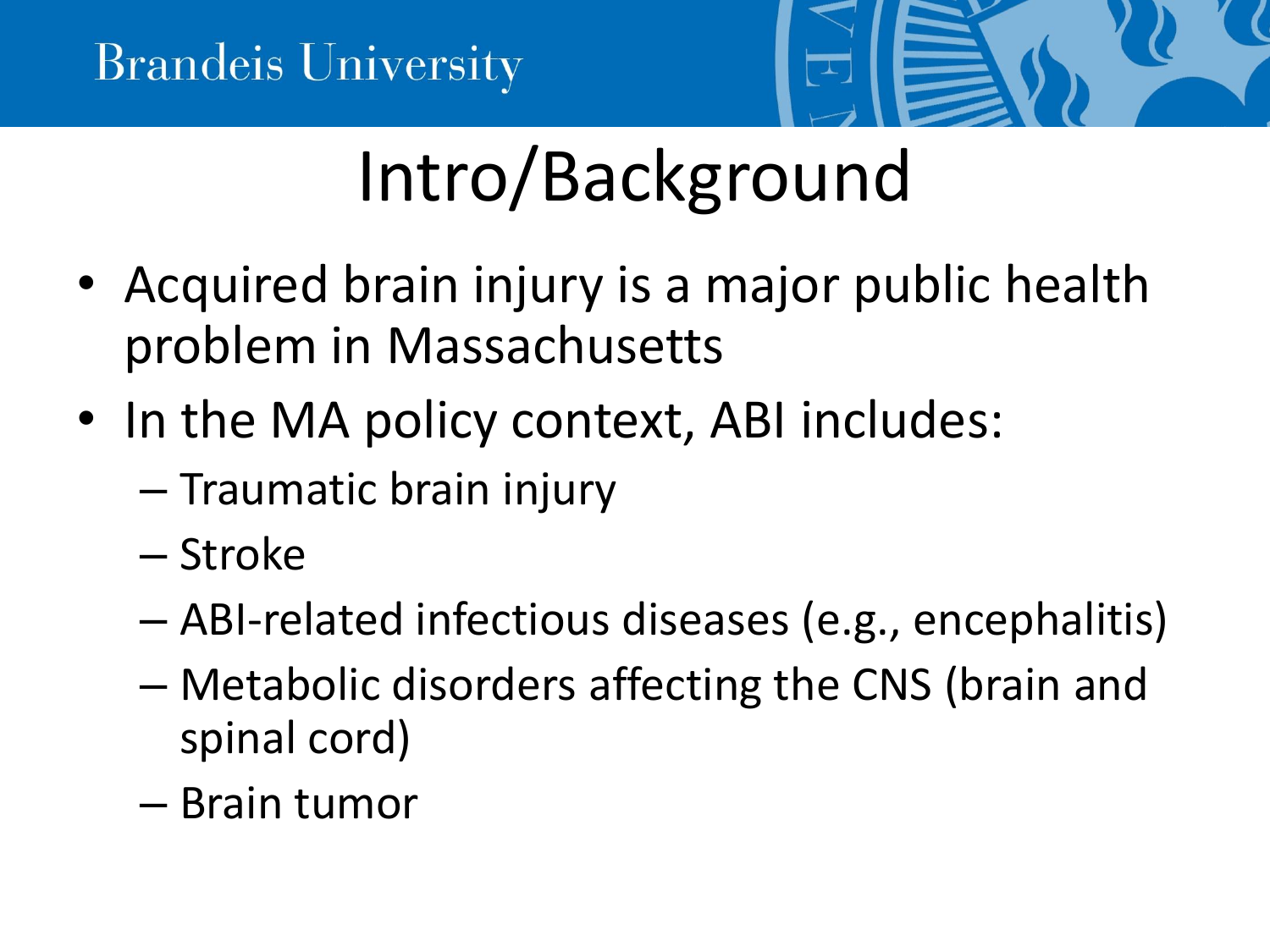# Intro/Background

- Acquired brain injury is a major public health problem in Massachusetts
- In the MA policy context, ABI includes:
  - Traumatic brain injury
  - Stroke
  - ABI-related infectious diseases (e.g., encephalitis)
  - Metabolic disorders affecting the CNS (brain and spinal cord)
  - Brain tumor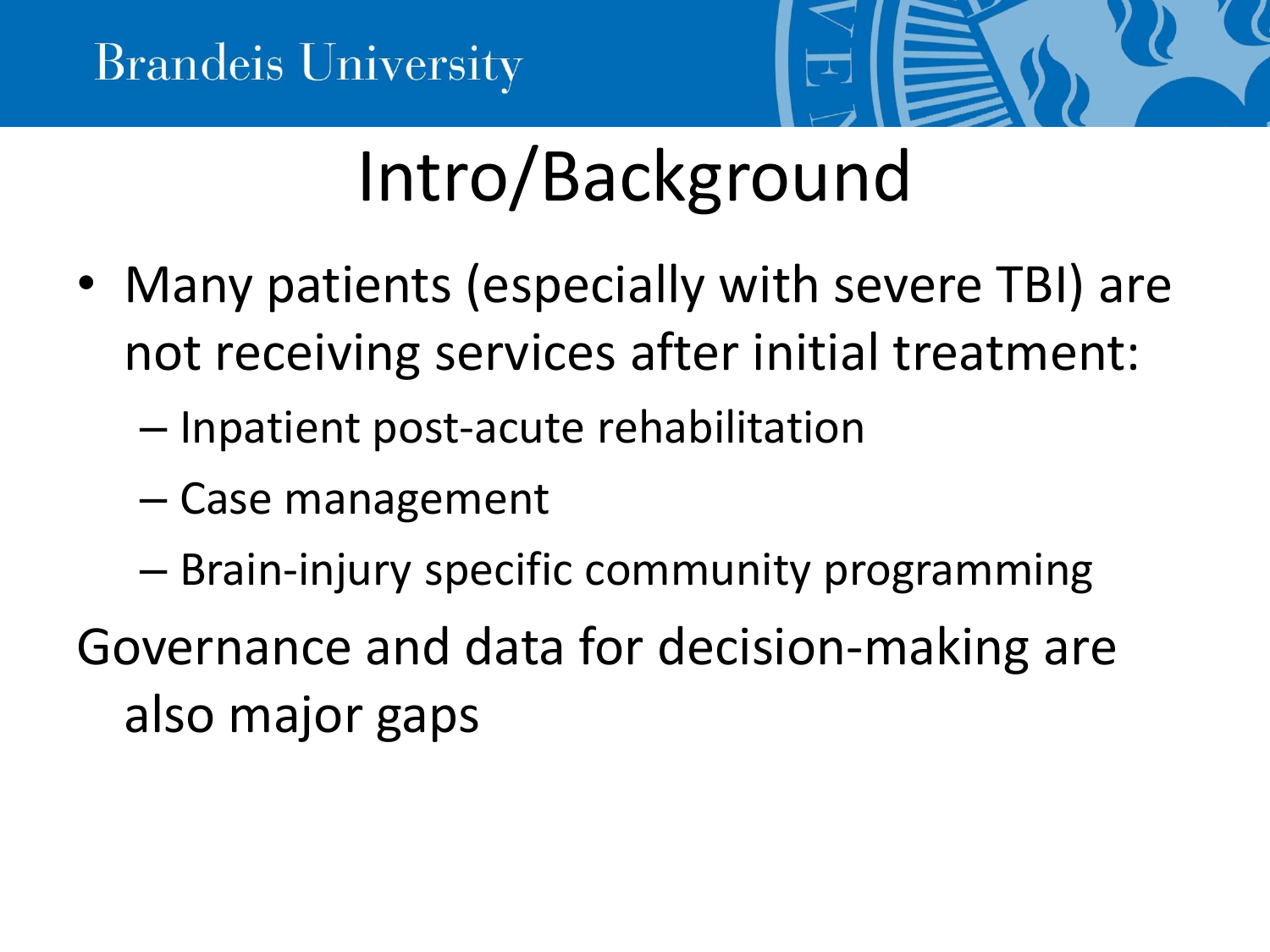# Intro/Background

- Many patients (especially with severe TBI) are not receiving services after initial treatment:
  - Inpatient post-acute rehabilitation
  - Case management
  - Brain-injury specific community programming

Governance and data for decision-making are also major gaps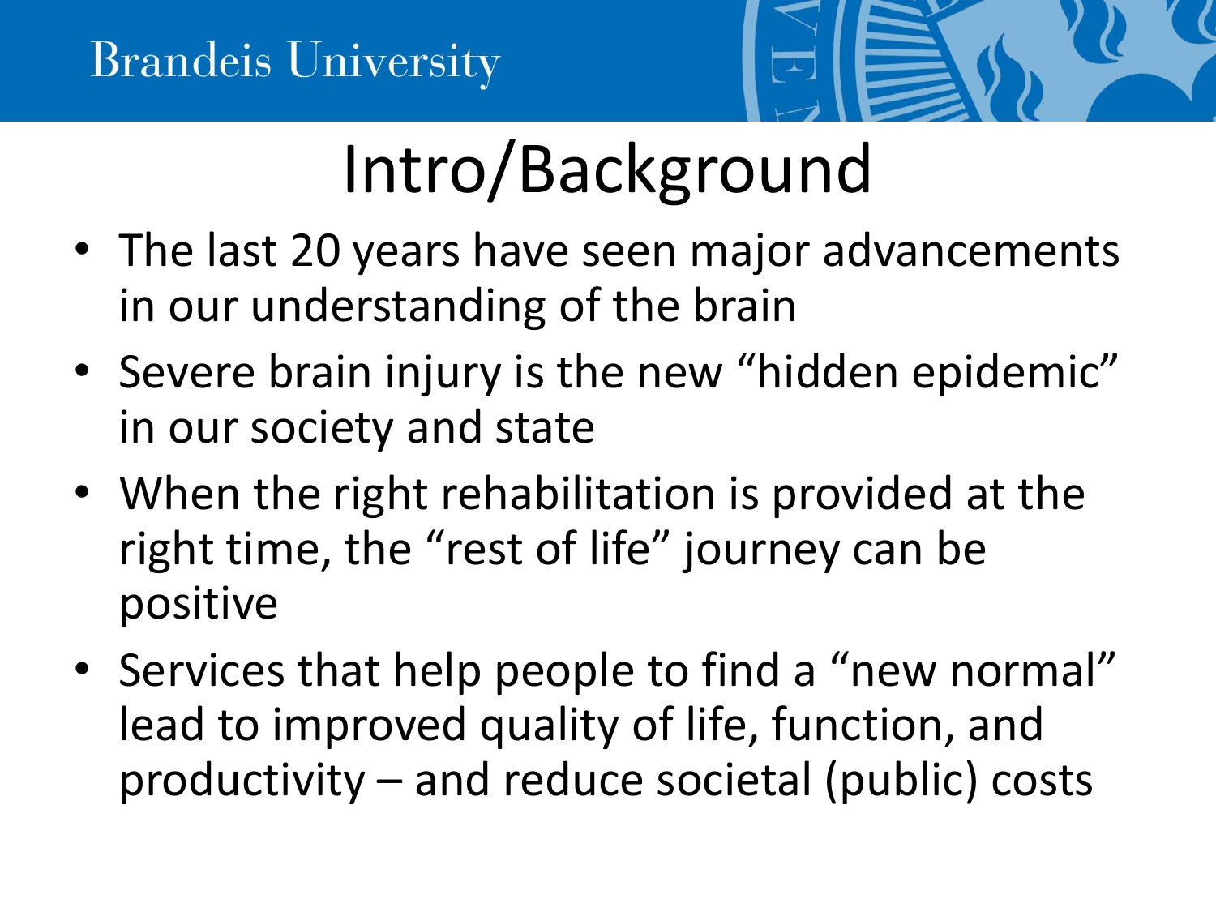# Intro/Background

- The last 20 years have seen major advancements in our understanding of the brain
- Severe brain injury is the new "hidden epidemic" in our society and state
- When the right rehabilitation is provided at the right time, the "rest of life" journey can be positive
- Services that help people to find a "new normal" lead to improved quality of life, function, and productivity – and reduce societal (public) costs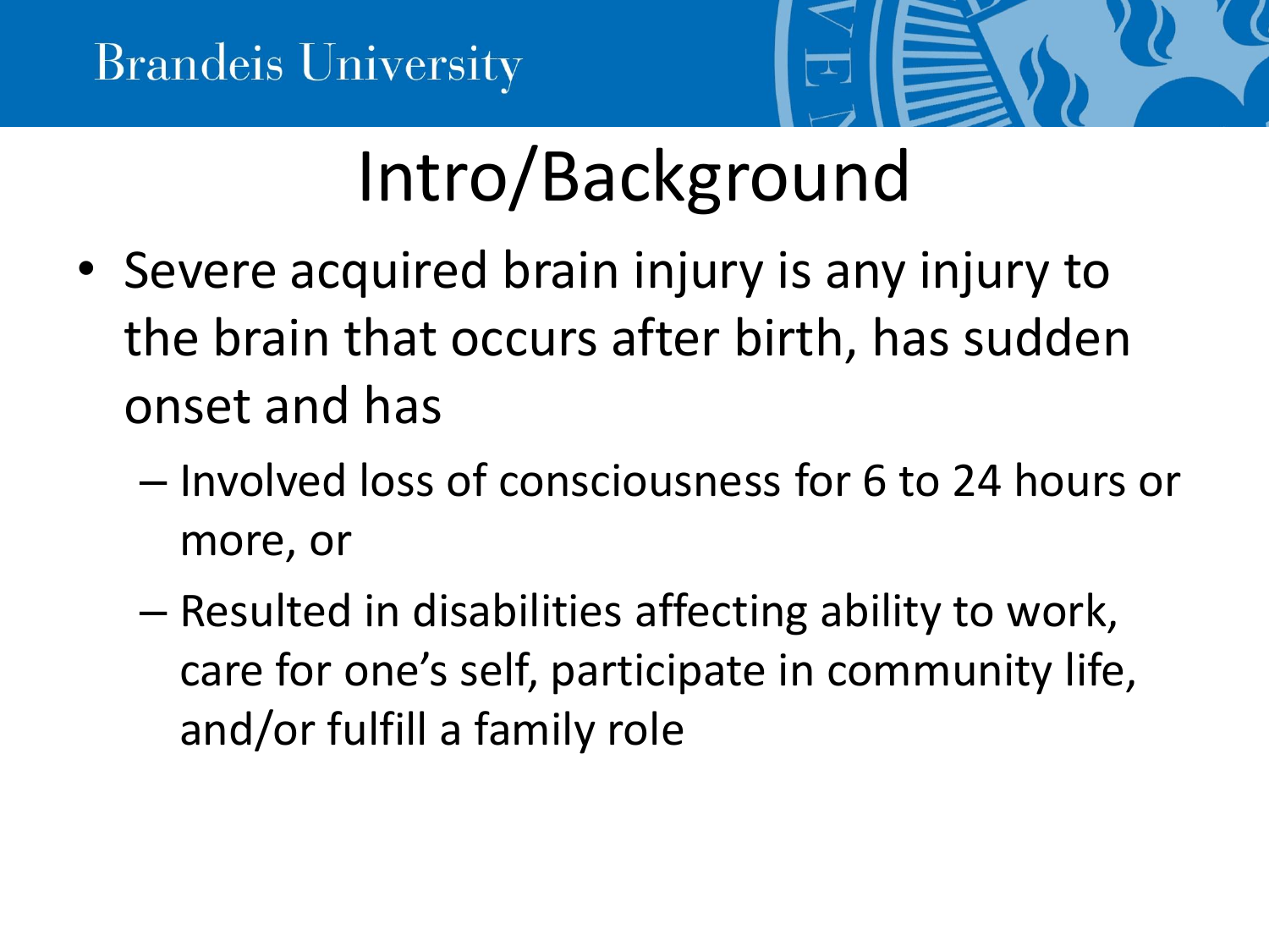# Intro/Background

- Severe acquired brain injury is any injury to the brain that occurs after birth, has sudden onset and has
  - Involved loss of consciousness for 6 to 24 hours or more, or
  - Resulted in disabilities affecting ability to work, care for one's self, participate in community life, and/or fulfill a family role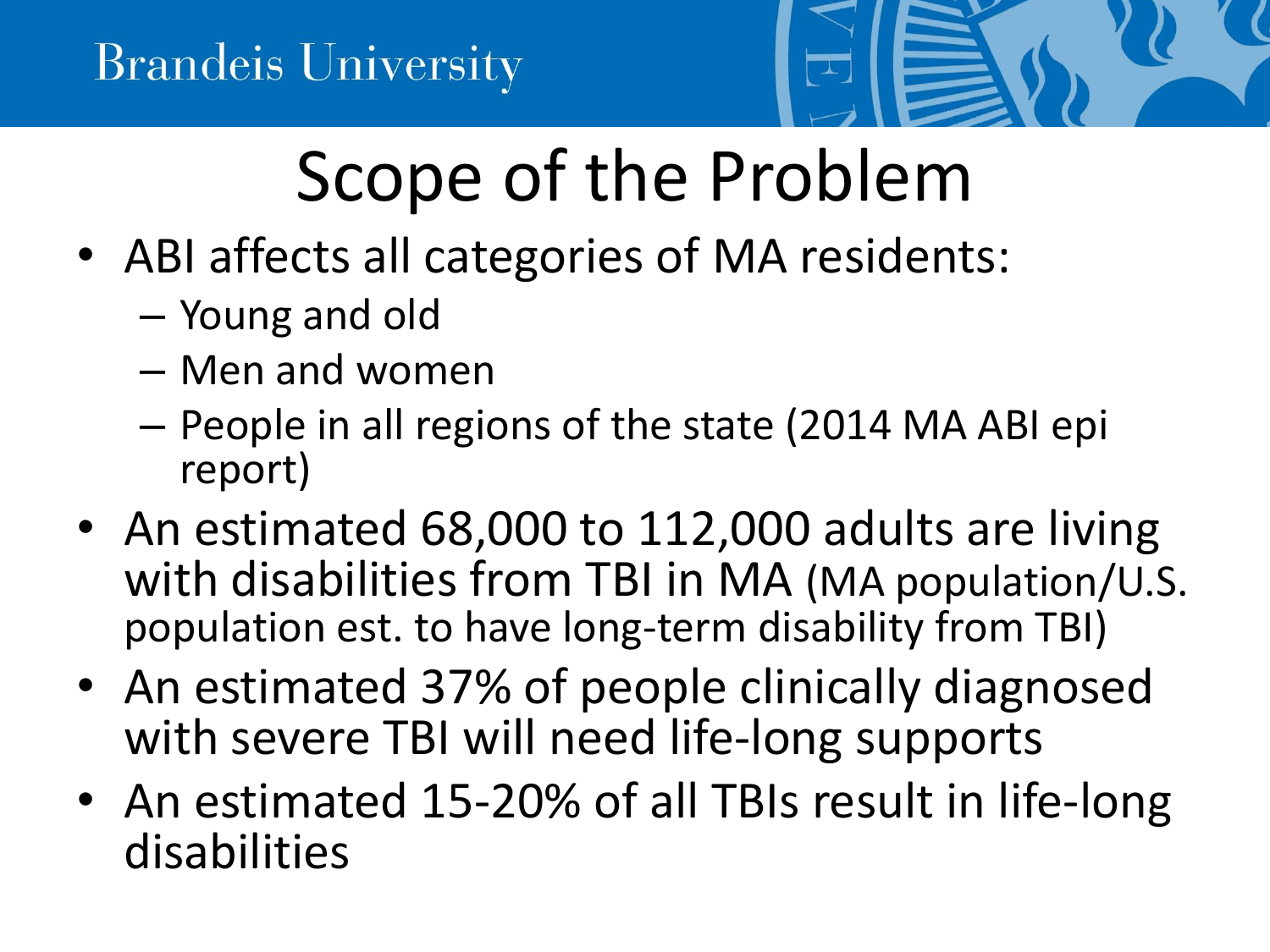# Scope of the Problem

- ABI affects all categories of MA residents:
  - Young and old
  - Men and women
  - People in all regions of the state (2014 MA ABI epi report)
- An estimated 68,000 to 112,000 adults are living with disabilities from TBI in MA (MA population/U.S. population est. to have long-term disability from TBI)
- An estimated 37% of people clinically diagnosed with severe TBI will need life-long supports
- An estimated 15-20% of all TBIs result in life-long disabilities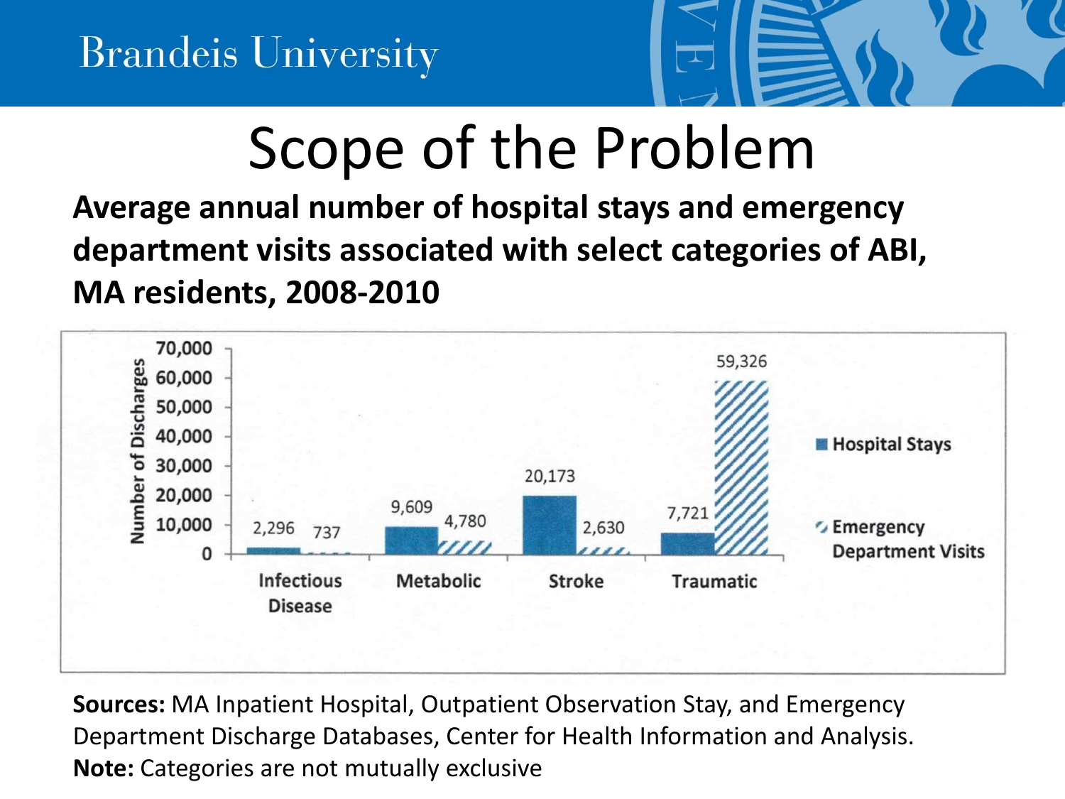# Scope of the Problem

**Average annual number of hospital stays and emergency department visits associated with select categories of ABI, MA residents, 2008-2010**

Number of Discharges

70,000
60,000
50,000
40,000
30,000
20,000
10,000
0

Infectious Disease: 2,296 | 737

Metabolic: 9,609 | 4,780

Stroke: 20,173 | 2,630

Traumatic: 7,721 | 59,326

Hospital Stays

Emergency Department Visits

**Sources:** MA Inpatient Hospital, Outpatient Observation Stay, and Emergency Department Discharge Databases, Center for Health Information and Analysis.
**Note:** Categories are not mutually exclusive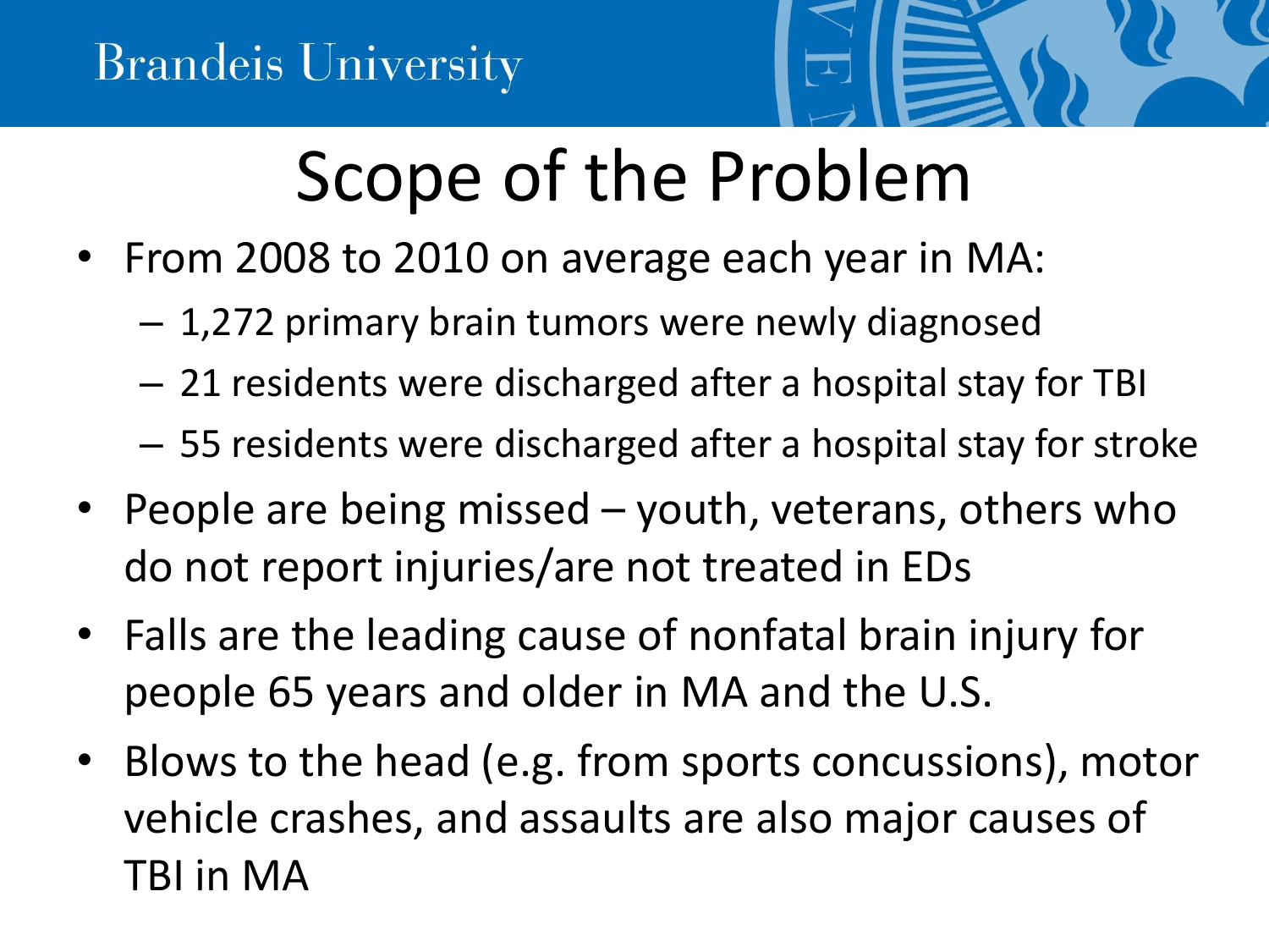# Scope of the Problem

- From 2008 to 2010 on average each year in MA:
  - 1,272 primary brain tumors were newly diagnosed
  - 21 residents were discharged after a hospital stay for TBI
  - 55 residents were discharged after a hospital stay for stroke
- People are being missed – youth, veterans, others who do not report injuries/are not treated in EDs
- Falls are the leading cause of nonfatal brain injury for people 65 years and older in MA and the U.S.
- Blows to the head (e.g. from sports concussions), motor vehicle crashes, and assaults are also major causes of TBI in MA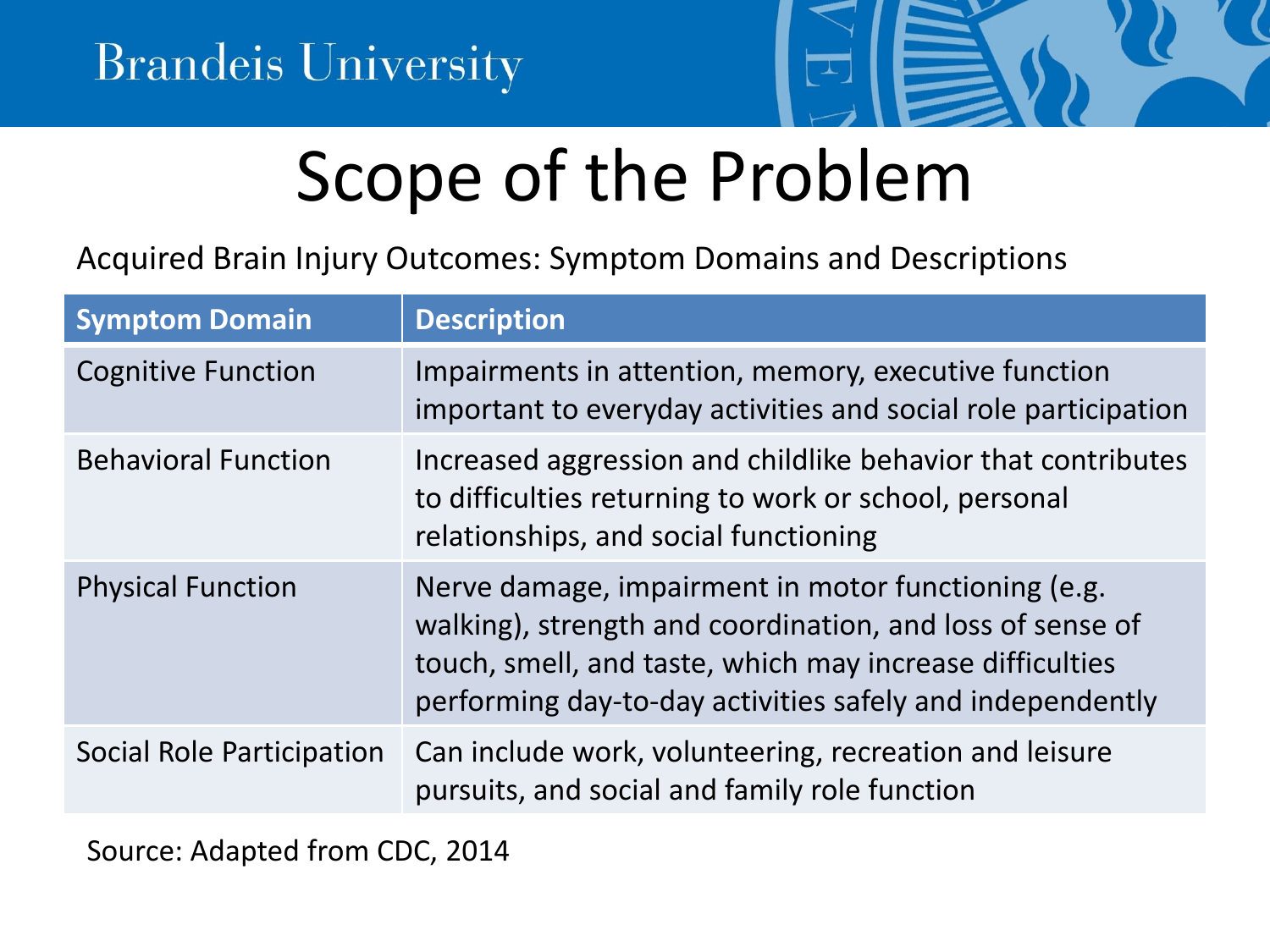# Scope of the Problem

Acquired Brain Injury Outcomes: Symptom Domains and Descriptions

| Symptom Domain | Description |
|---|---|
| Cognitive Function | Impairments in attention, memory, executive function important to everyday activities and social role participation |
| Behavioral Function | Increased aggression and childlike behavior that contributes to difficulties returning to work or school, personal relationships, and social functioning |
| Physical Function | Nerve damage, impairment in motor functioning (e.g. walking), strength and coordination, and loss of sense of touch, smell, and taste, which may increase difficulties performing day-to-day activities safely and independently |
| Social Role Participation | Can include work, volunteering, recreation and leisure pursuits, and social and family role function |

Source: Adapted from CDC, 2014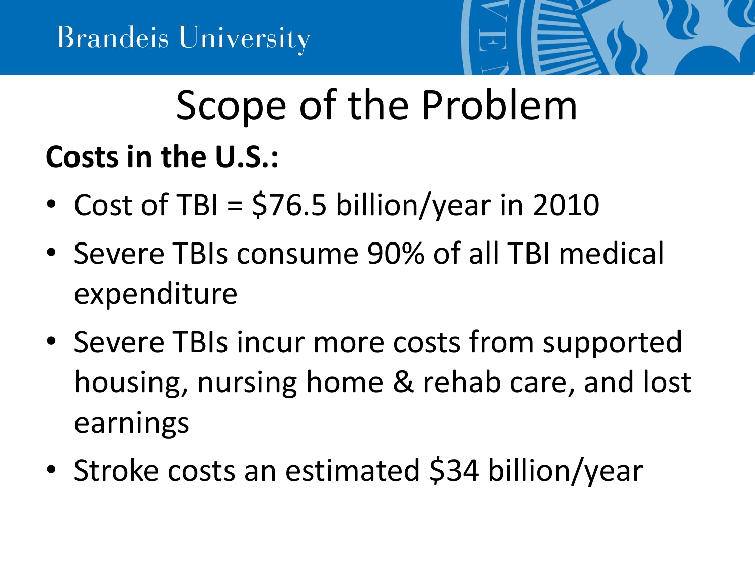# Scope of the Problem

**Costs in the U.S.:**

- Cost of TBI = $76.5 billion/year in 2010
- Severe TBIs consume 90% of all TBI medical expenditure
- Severe TBIs incur more costs from supported housing, nursing home & rehab care, and lost earnings
- Stroke costs an estimated $34 billion/year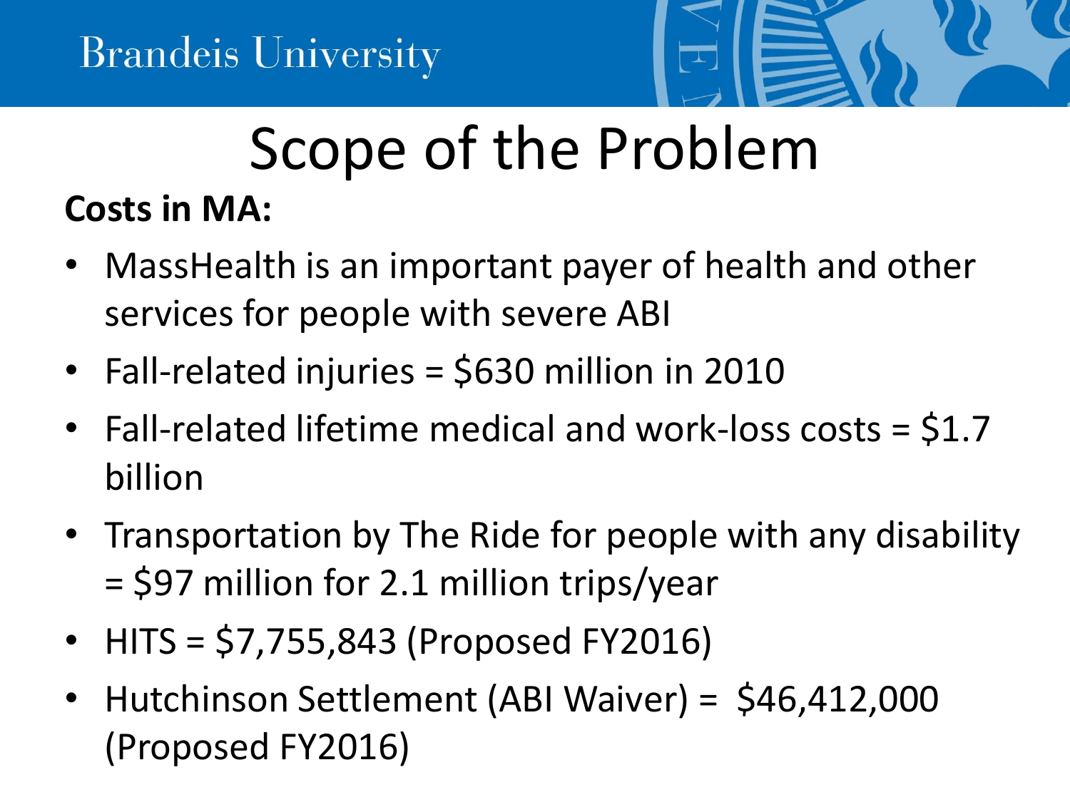# Scope of the Problem

**Costs in MA:**

- MassHealth is an important payer of health and other services for people with severe ABI
- Fall-related injuries = $630 million in 2010
- Fall-related lifetime medical and work-loss costs = $1.7 billion
- Transportation by The Ride for people with any disability = $97 million for 2.1 million trips/year
- HITS = $7,755,843 (Proposed FY2016)
- Hutchinson Settlement (ABI Waiver) = $46,412,000 (Proposed FY2016)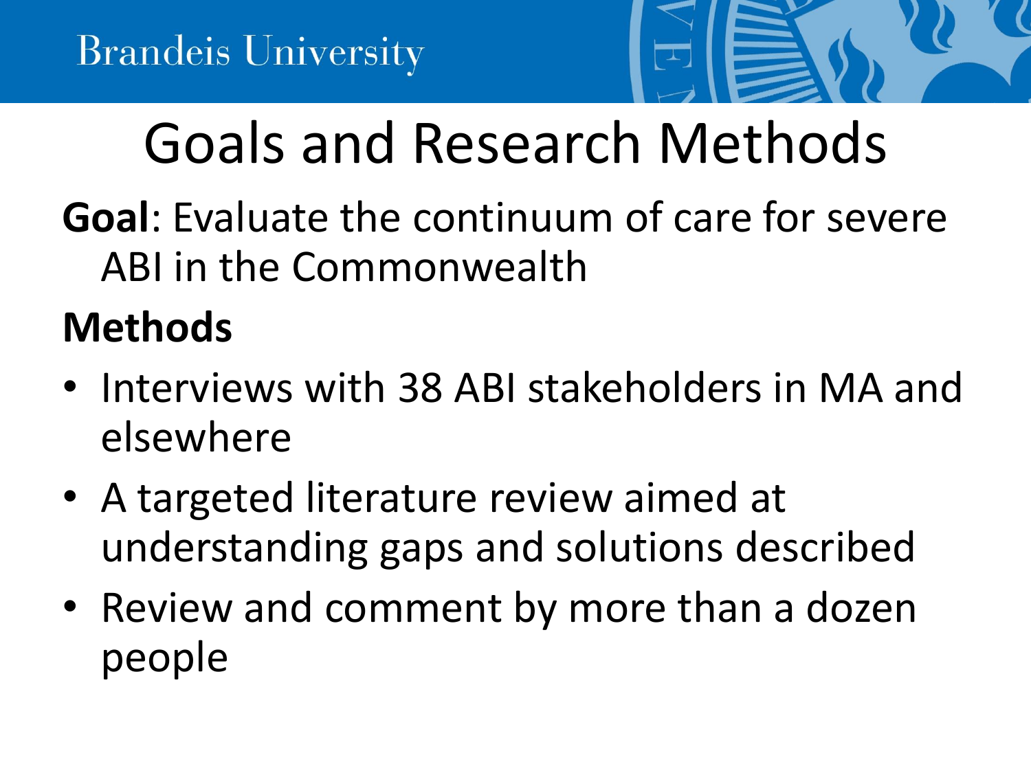# Goals and Research Methods

**Goal**: Evaluate the continuum of care for severe ABI in the Commonwealth

**Methods**

- Interviews with 38 ABI stakeholders in MA and elsewhere
- A targeted literature review aimed at understanding gaps and solutions described
- Review and comment by more than a dozen people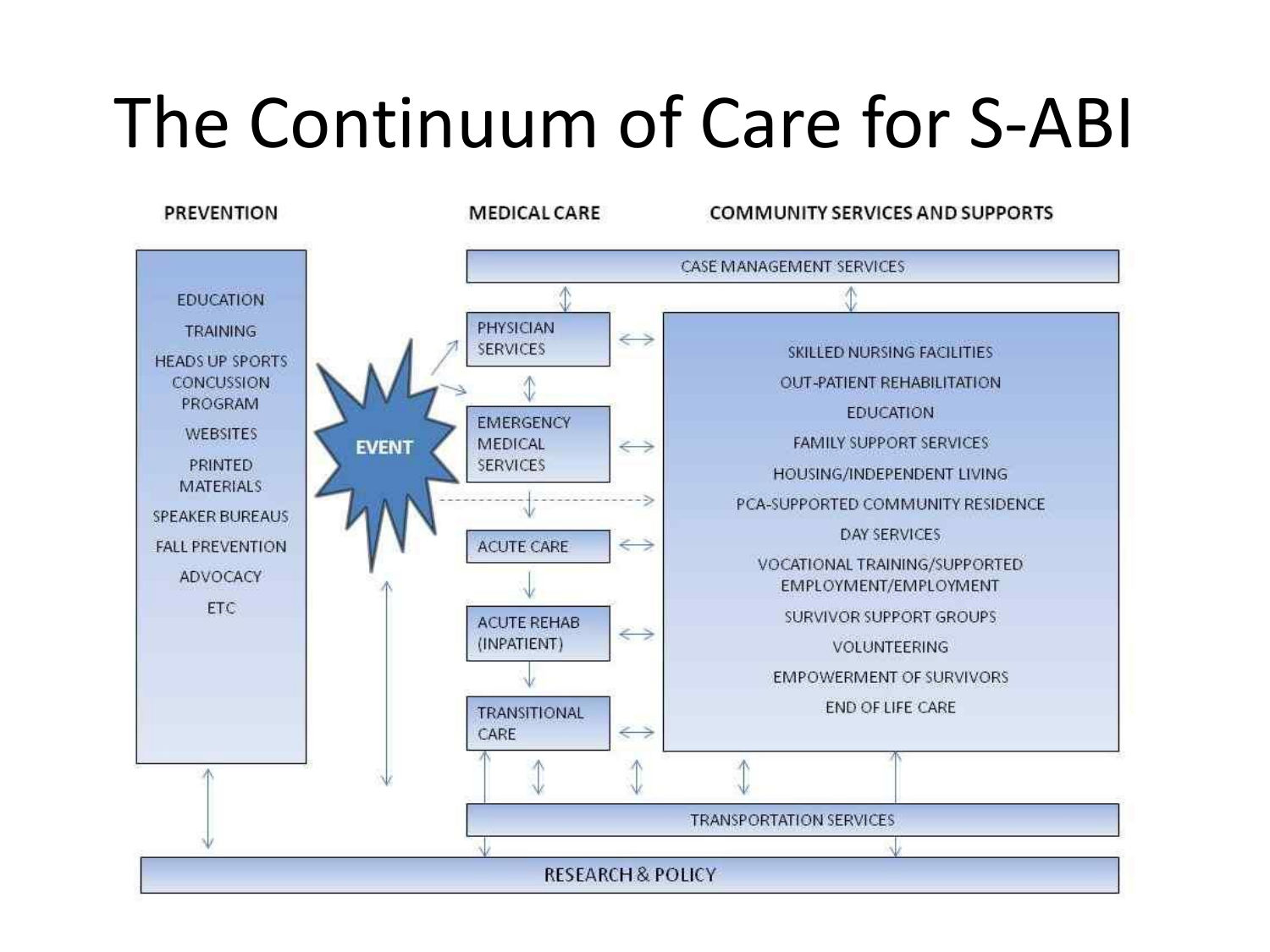# The Continuum of Care for S-ABI

PREVENTION

MEDICAL CARE

COMMUNITY SERVICES AND SUPPORTS

CASE MANAGEMENT SERVICES

EDUCATION
TRAINING
HEADS UP SPORTS CONCUSSION PROGRAM
WEBSITES
PRINTED MATERIALS
SPEAKER BUREAUS
FALL PREVENTION
ADVOCACY
ETC

EVENT

PHYSICIAN SERVICES

EMERGENCY MEDICAL SERVICES

ACUTE CARE

ACUTE REHAB (INPATIENT)

TRANSITIONAL CARE

SKILLED NURSING FACILITIES
OUT-PATIENT REHABILITATION
EDUCATION
FAMILY SUPPORT SERVICES
HOUSING/INDEPENDENT LIVING
PCA-SUPPORTED COMMUNITY RESIDENCE
DAY SERVICES
VOCATIONAL TRAINING/SUPPORTED EMPLOYMENT/EMPLOYMENT
SURVIVOR SUPPORT GROUPS
VOLUNTEERING
EMPOWERMENT OF SURVIVORS
END OF LIFE CARE

TRANSPORTATION SERVICES

RESEARCH & POLICY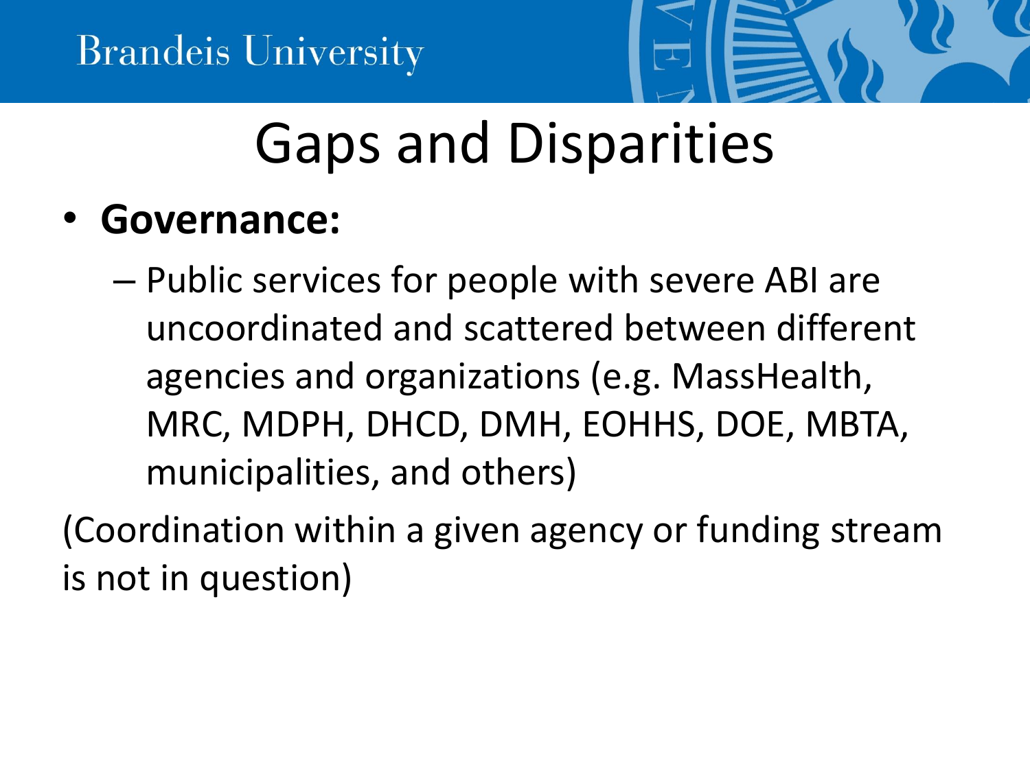# Gaps and Disparities

- **Governance:**
  - Public services for people with severe ABI are uncoordinated and scattered between different agencies and organizations (e.g. MassHealth, MRC, MDPH, DHCD, DMH, EOHHS, DOE, MBTA, municipalities, and others)

(Coordination within a given agency or funding stream is not in question)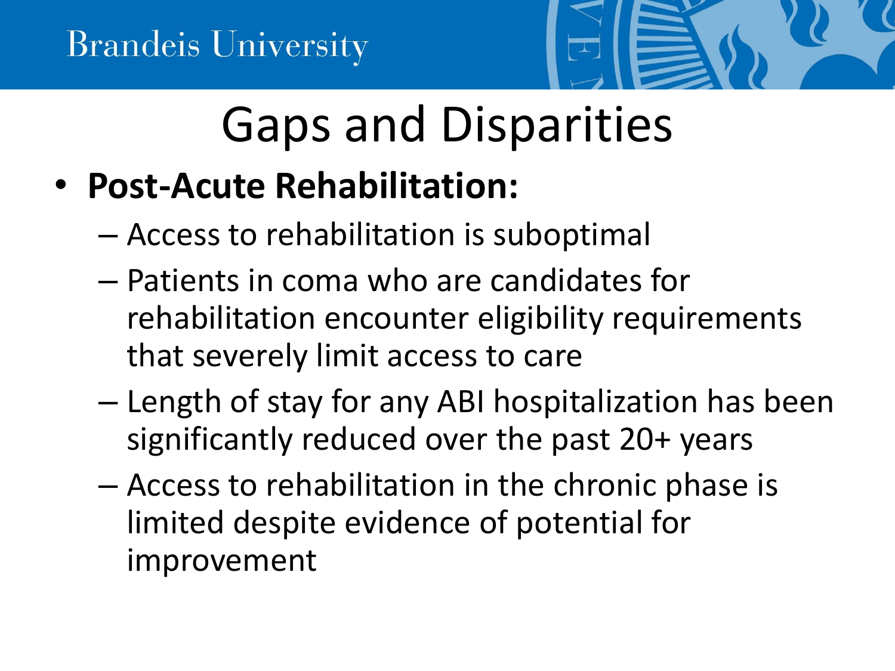# Gaps and Disparities

- **Post-Acute Rehabilitation:**
  - Access to rehabilitation is suboptimal
  - Patients in coma who are candidates for rehabilitation encounter eligibility requirements that severely limit access to care
  - Length of stay for any ABI hospitalization has been significantly reduced over the past 20+ years
  - Access to rehabilitation in the chronic phase is limited despite evidence of potential for improvement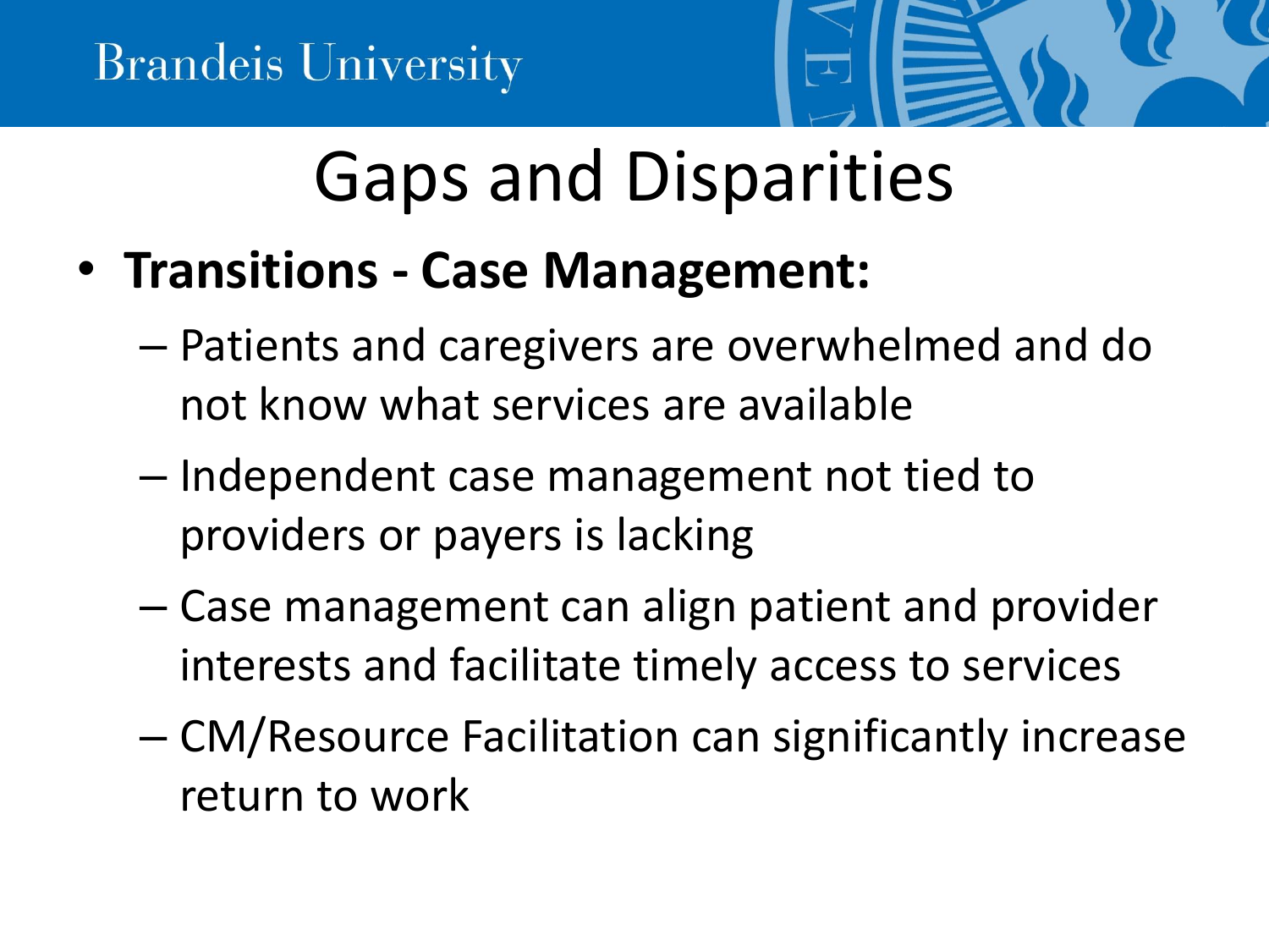# Gaps and Disparities

- **Transitions - Case Management:**
  - Patients and caregivers are overwhelmed and do not know what services are available
  - Independent case management not tied to providers or payers is lacking
  - Case management can align patient and provider interests and facilitate timely access to services
  - CM/Resource Facilitation can significantly increase return to work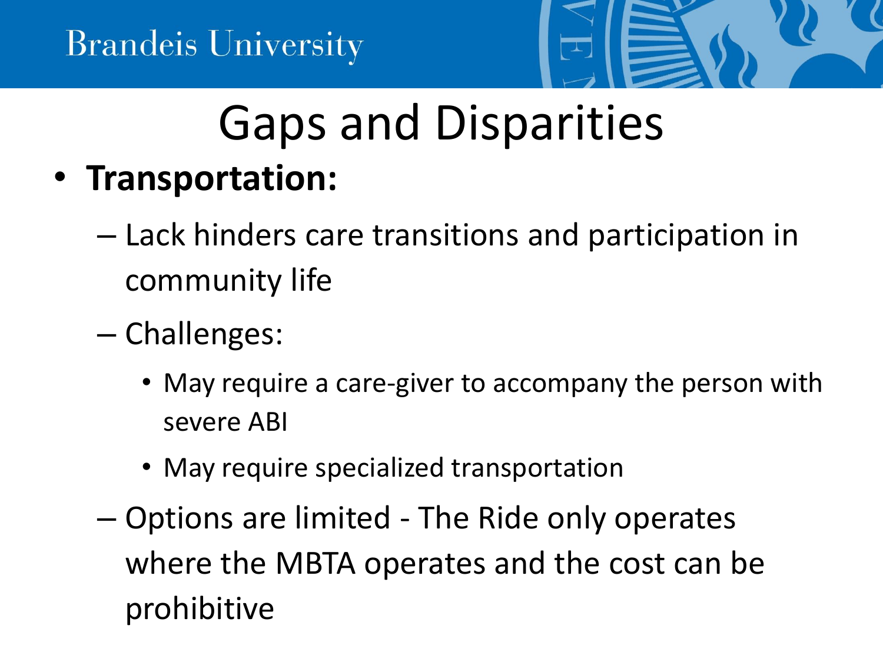# Gaps and Disparities

- **Transportation:**
  - Lack hinders care transitions and participation in community life
  - Challenges:
    - May require a care-giver to accompany the person with severe ABI
    - May require specialized transportation
  - Options are limited - The Ride only operates where the MBTA operates and the cost can be prohibitive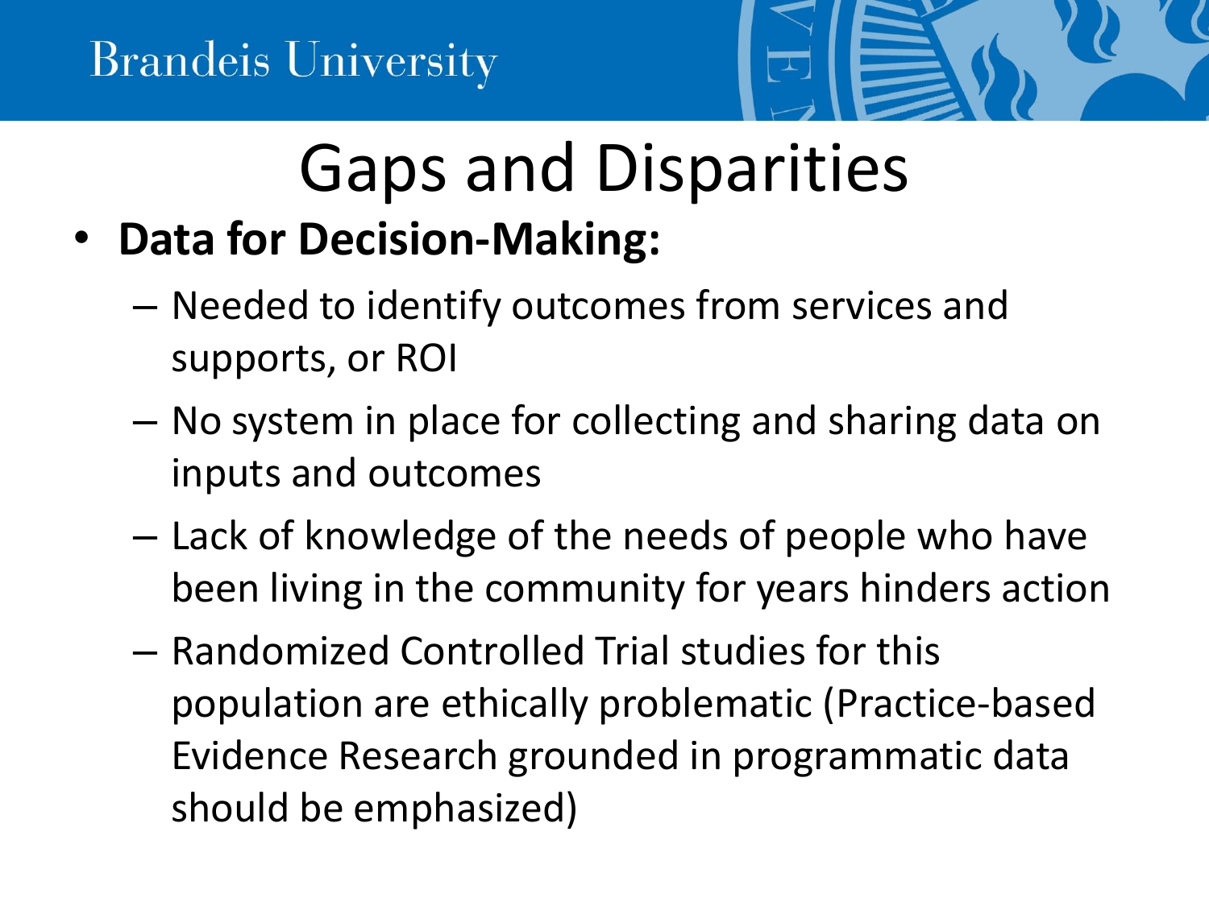# Gaps and Disparities

- **Data for Decision-Making:**
  - Needed to identify outcomes from services and supports, or ROI
  - No system in place for collecting and sharing data on inputs and outcomes
  - Lack of knowledge of the needs of people who have been living in the community for years hinders action
  - Randomized Controlled Trial studies for this population are ethically problematic (Practice-based Evidence Research grounded in programmatic data should be emphasized)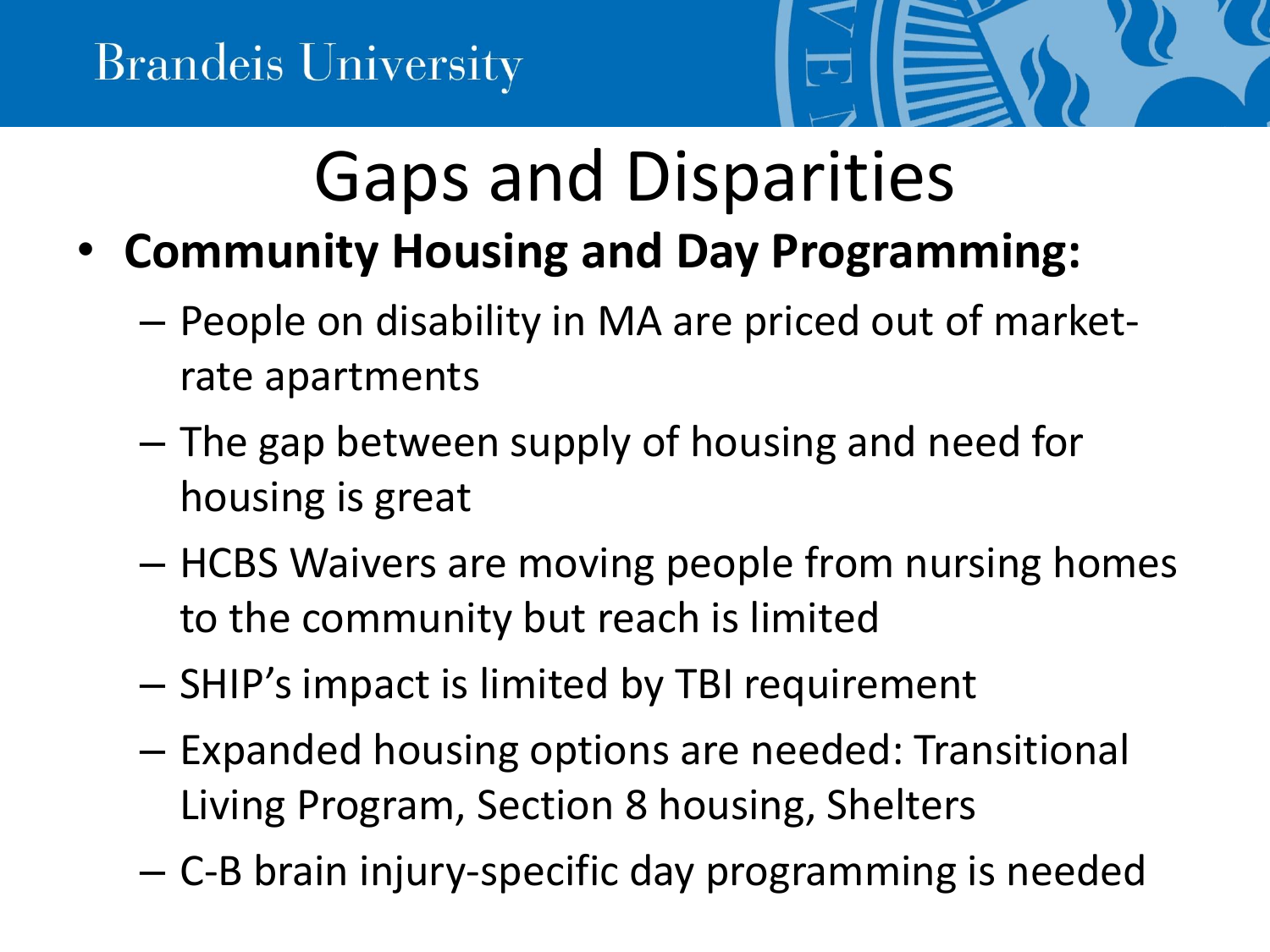# Gaps and Disparities

- **Community Housing and Day Programming:**
  - People on disability in MA are priced out of market-rate apartments
  - The gap between supply of housing and need for housing is great
  - HCBS Waivers are moving people from nursing homes to the community but reach is limited
  - SHIP's impact is limited by TBI requirement
  - Expanded housing options are needed: Transitional Living Program, Section 8 housing, Shelters
  - C-B brain injury-specific day programming is needed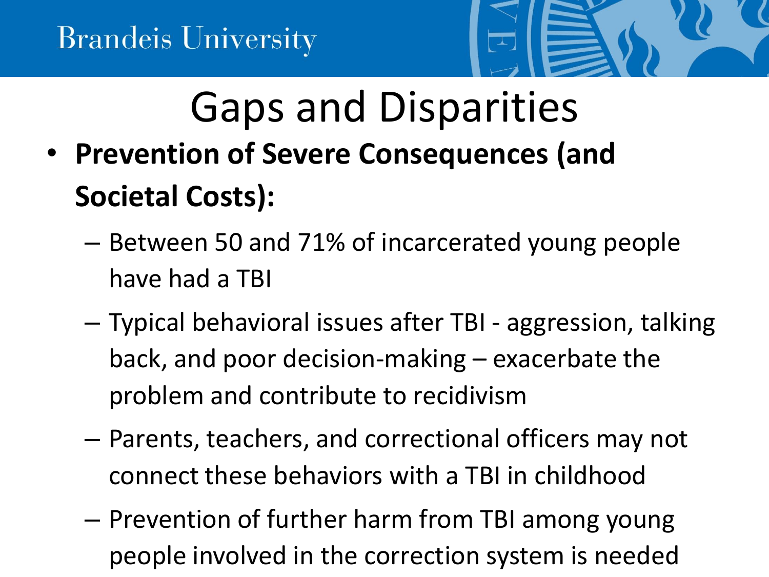# Gaps and Disparities

- **Prevention of Severe Consequences (and Societal Costs):**
  - Between 50 and 71% of incarcerated young people have had a TBI
  - Typical behavioral issues after TBI - aggression, talking back, and poor decision-making – exacerbate the problem and contribute to recidivism
  - Parents, teachers, and correctional officers may not connect these behaviors with a TBI in childhood
  - Prevention of further harm from TBI among young people involved in the correction system is needed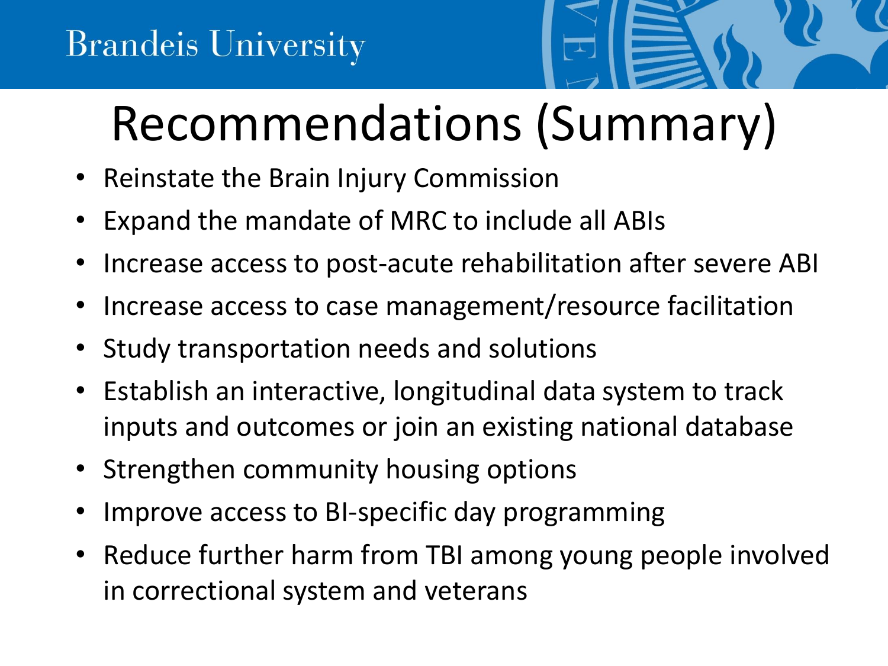# Recommendations (Summary)

- Reinstate the Brain Injury Commission
- Expand the mandate of MRC to include all ABIs
- Increase access to post-acute rehabilitation after severe ABI
- Increase access to case management/resource facilitation
- Study transportation needs and solutions
- Establish an interactive, longitudinal data system to track inputs and outcomes or join an existing national database
- Strengthen community housing options
- Improve access to BI-specific day programming
- Reduce further harm from TBI among young people involved in correctional system and veterans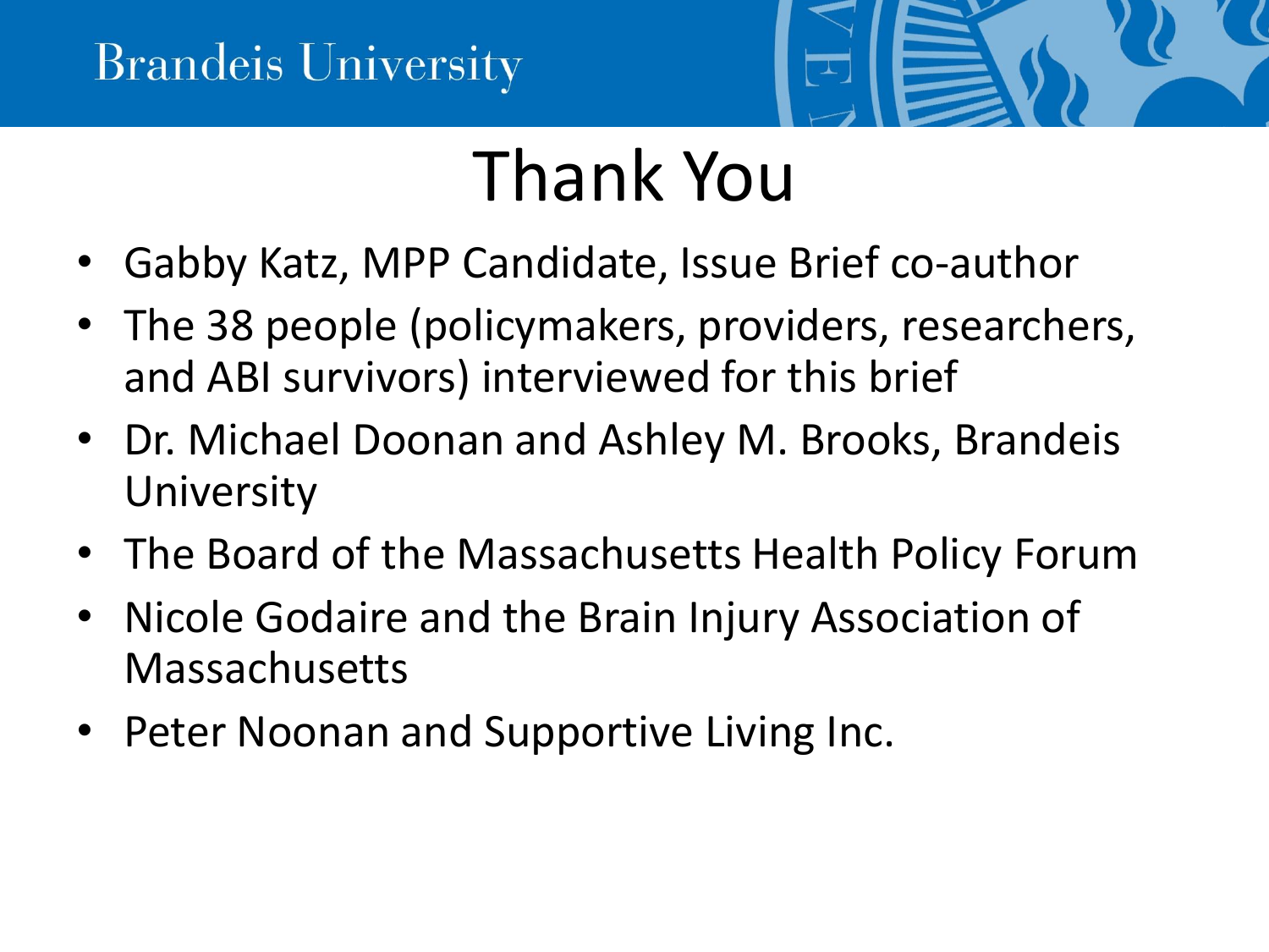# Thank You

- Gabby Katz, MPP Candidate, Issue Brief co-author
- The 38 people (policymakers, providers, researchers, and ABI survivors) interviewed for this brief
- Dr. Michael Doonan and Ashley M. Brooks, Brandeis University
- The Board of the Massachusetts Health Policy Forum
- Nicole Godaire and the Brain Injury Association of Massachusetts
- Peter Noonan and Supportive Living Inc.